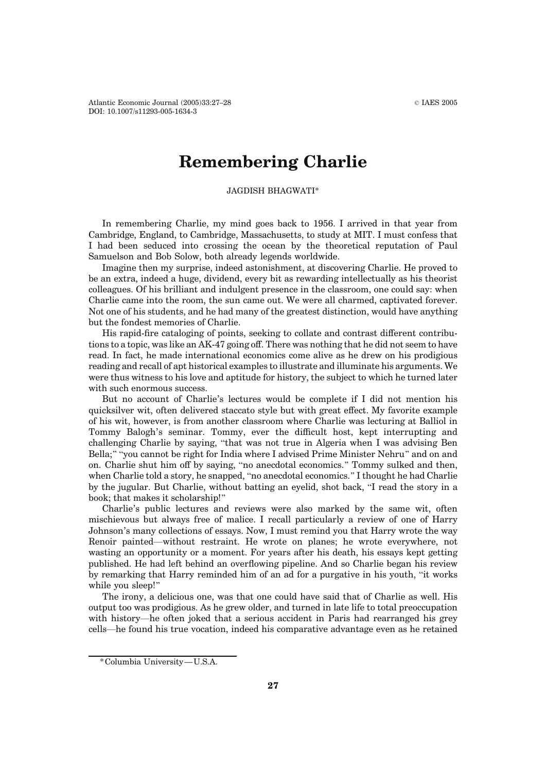# Remembering Charlie

JAGDISH BHAGWATI*

In remembering Charlie, my mind goes back to 1956. I arrived in that year from Cambridge, England, to Cambridge, Massachusetts, to study at MIT. I must confess that I had been seduced into crossing the ocean by the theoretical reputation of Paul Samuelson and Bob Solow, both already legends worldwide.

Imagine then my surprise, indeed astonishment, at discovering Charlie. He proved to be an extra, indeed a huge, dividend, every bit as rewarding intellectually as his theorist colleagues. Of his brilliant and indulgent presence in the classroom, one could say: when Charlie came into the room, the sun came out. We were all charmed, captivated forever. Not one of his students, and he had many of the greatest distinction, would have anything but the fondest memories of Charlie.

His rapid-fire cataloging of points, seeking to collate and contrast different contributions to a topic, was like an AK-47 going off. There was nothing that he did not seem to have read. In fact, he made international economics come alive as he drew on his prodigious reading and recall of apt historical examples to illustrate and illuminate his arguments. We were thus witness to his love and aptitude for history, the subject to which he turned later with such enormous success.

But no account of Charlie's lectures would be complete if I did not mention his quicksilver wit, often delivered staccato style but with great effect. My favorite example of his wit, however, is from another classroom where Charlie was lecturing at Balliol in Tommy Balogh's seminar. Tommy, ever the difficult host, kept interrupting and challenging Charlie by saying, "that was not true in Algeria when I was advising Ben Bella;" "you cannot be right for India where I advised Prime Minister Nehru" and on and on. Charlie shut him off by saying, "no anecdotal economics." Tommy sulked and then, when Charlie told a story, he snapped, "no anecdotal economics." I thought he had Charlie by the jugular. But Charlie, without batting an eyelid, shot back, "I read the story in a book; that makes it scholarship!"

Charlie's public lectures and reviews were also marked by the same wit, often mischievous but always free of malice. I recall particularly a review of one of Harry Johnson's many collections of essays. Now, I must remind you that Harry wrote the way Renoir painted—without restraint. He wrote on planes; he wrote everywhere, not wasting an opportunity or a moment. For years after his death, his essays kept getting published. He had left behind an overflowing pipeline. And so Charlie began his review by remarking that Harry reminded him of an ad for a purgative in his youth, "it works while you sleep!"

The irony, a delicious one, was that one could have said that of Charlie as well. His output too was prodigious. As he grew older, and turned in late life to total preoccupation with history—he often joked that a serious accident in Paris had rearranged his grey cells—he found his true vocation, indeed his comparative advantage even as he retained

*Columbia University—U.S.A.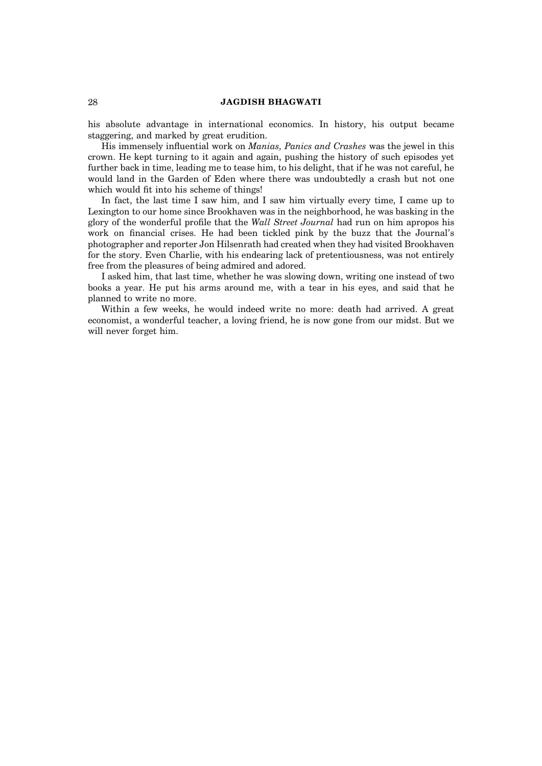his absolute advantage in international economics. In history, his output became staggering, and marked by great erudition.

His immensely influential work on *Manias, Panics and Crashes* was the jewel in this crown. He kept turning to it again and again, pushing the history of such episodes yet further back in time, leading me to tease him, to his delight, that if he was not careful, he would land in the Garden of Eden where there was undoubtedly a crash but not one which would fit into his scheme of things!

In fact, the last time I saw him, and I saw him virtually every time, I came up to Lexington to our home since Brookhaven was in the neighborhood, he was basking in the glory of the wonderful profile that the *Wall Street Journal* had run on him apropos his work on financial crises. He had been tickled pink by the buzz that the Journal's photographer and reporter Jon Hilsenrath had created when they had visited Brookhaven for the story. Even Charlie, with his endearing lack of pretentiousness, was not entirely free from the pleasures of being admired and adored.

I asked him, that last time, whether he was slowing down, writing one instead of two books a year. He put his arms around me, with a tear in his eyes, and said that he planned to write no more.

Within a few weeks, he would indeed write no more: death had arrived. A great economist, a wonderful teacher, a loving friend, he is now gone from our midst. But we will never forget him.